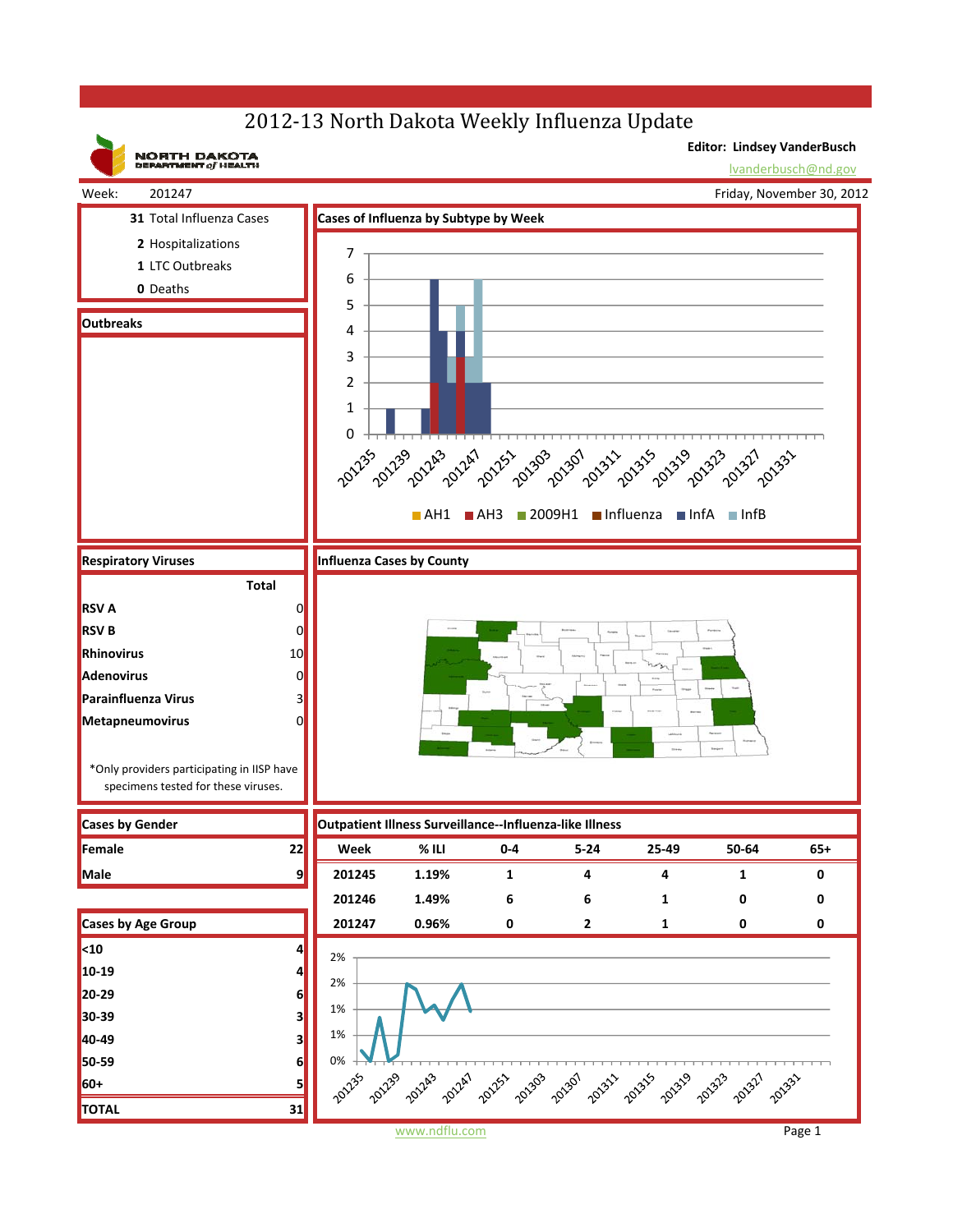# 2012-13 North Dakota Weekly Influenza Update

NORTH DAKOTA DEPARTMENT of HEALTH

**Editor: Lindsey VanderBusch**
lvanderbusch@nd.gov

Week: 201247

Friday, November 30, 2012

**31** Total Influenza Cases
**2** Hospitalizations
**1** LTC Outbreaks
**0** Deaths

## Outbreaks

## Cases of Influenza by Subtype by Week

AH1 | AH3 | 2009H1 | Influenza | InfA | InfB

## Respiratory Viruses

| | Total |
|---|---|
| **RSV A** | 0 |
| **RSV B** | 0 |
| **Rhinovirus** | 10 |
| **Adenovirus** | 0 |
| **Parainfluenza Virus** | 3 |
| **Metapneumovirus** | 0 |

*Only providers participating in IISP have specimens tested for these viruses.

## Influenza Cases by County

## Cases by Gender

| | |
|---|---|
| **Female** | 22 |
| **Male** | 9 |

## Cases by Age Group

| | |
|---|---|
| **<10** | 4 |
| **10-19** | 4 |
| **20-29** | 6 |
| **30-39** | 3 |
| **40-49** | 3 |
| **50-59** | 6 |
| **60+** | 5 |
| **TOTAL** | 31 |

## Outpatient Illness Surveillance--Influenza-like Illness

| Week | % ILI | 0-4 | 5-24 | 25-49 | 50-64 | 65+ |
|---|---|---|---|---|---|---|
| 201245 | 1.19% | 1 | 4 | 4 | 1 | 0 |
| 201246 | 1.49% | 6 | 6 | 1 | 0 | 0 |
| 201247 | 0.96% | 0 | 2 | 1 | 0 | 0 |

www.ndflu.com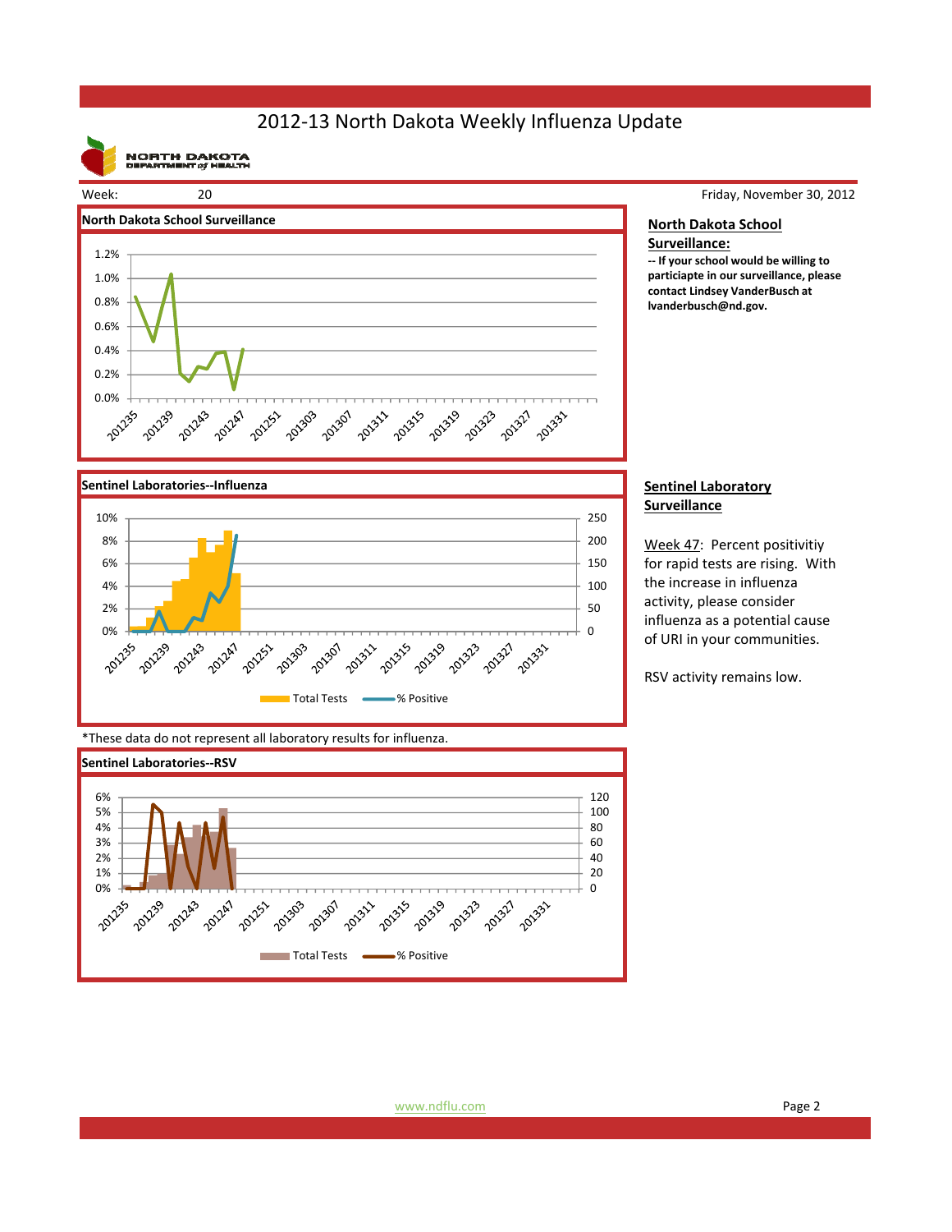# 2012-13 North Dakota Weekly Influenza Update

NORTH DAKOTA DEPARTMENT of HEALTH

Week: 20

Friday, November 30, 2012

## North Dakota School Surveillance

1.2%
1.0%
0.8%
0.6%
0.4%
0.2%
0.0%

201235 201239 201243 201247 201251 201303 201307 201311 201315 201319 201323 201327 201331

**North Dakota School Surveillance:**

**-- If your school would be willing to particiapte in our surveillance, please contact Lindsey VanderBusch at lvanderbusch@nd.gov.**

## Sentinel Laboratories--Influenza

10%
8%
6%
4%
2%
0%

250
200
150
100
50
0

201235 201239 201243 201247 201251 201303 201307 201311 201315 201319 201323 201327 201331

Total Tests
% Positive

**Sentinel Laboratory Surveillance**

Week 47: Percent positivitiy for rapid tests are rising. With the increase in influenza activity, please consider influenza as a potential cause of URI in your communities.

RSV activity remains low.

*These data do not represent all laboratory results for influenza.

## Sentinel Laboratories--RSV

6%
5%
4%
3%
2%
1%
0%

120
100
80
60
40
20
0

201235 201239 201243 201247 201251 201303 201307 201311 201315 201319 201323 201327 201331

Total Tests
% Positive

www.ndflu.com